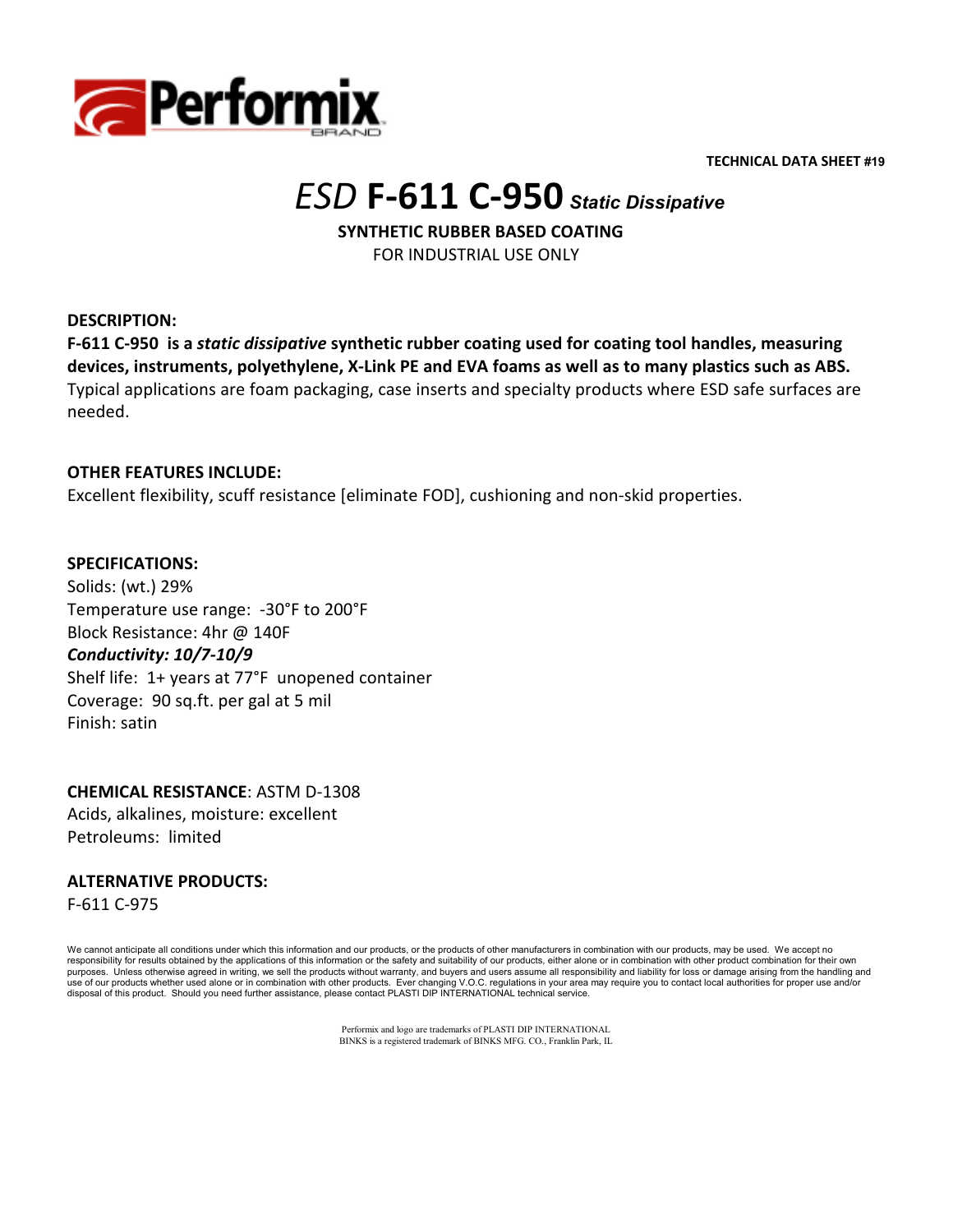**TECHNICAL DATA SHEET #19**

# *ESD* **F-611 C-950** ***Static Dissipative***

**SYNTHETIC RUBBER BASED COATING**

FOR INDUSTRIAL USE ONLY

**DESCRIPTION:**

**F-611 C-950 is a *static dissipative* synthetic rubber coating used for coating tool handles, measuring devices, instruments, polyethylene, X-Link PE and EVA foams as well as to many plastics such as ABS.** Typical applications are foam packaging, case inserts and specialty products where ESD safe surfaces are needed.

**OTHER FEATURES INCLUDE:**

Excellent flexibility, scuff resistance [eliminate FOD], cushioning and non-skid properties.

**SPECIFICATIONS:**

Solids: (wt.) 29%
Temperature use range: -30°F to 200°F
Block Resistance: 4hr @ 140F
***Conductivity: 10/7-10/9***
Shelf life: 1+ years at 77°F unopened container
Coverage: 90 sq.ft. per gal at 5 mil
Finish: satin

**CHEMICAL RESISTANCE**: ASTM D-1308
Acids, alkalines, moisture: excellent
Petroleums: limited

**ALTERNATIVE PRODUCTS:**

F-611 C-975

We cannot anticipate all conditions under which this information and our products, or the products of other manufacturers in combination with our products, may be used. We accept no responsibility for results obtained by the applications of this information or the safety and suitability of our products, either alone or in combination with other product combination for their own purposes. Unless otherwise agreed in writing, we sell the products without warranty, and buyers and users assume all responsibility and liability for loss or damage arising from the handling and use of our products whether used alone or in combination with other products. Ever changing V.O.C. regulations in your area may require you to contact local authorities for proper use and/or disposal of this product. Should you need further assistance, please contact PLASTI DIP INTERNATIONAL technical service.

Performix and logo are trademarks of PLASTI DIP INTERNATIONAL
BINKS is a registered trademark of BINKS MFG. CO., Franklin Park, IL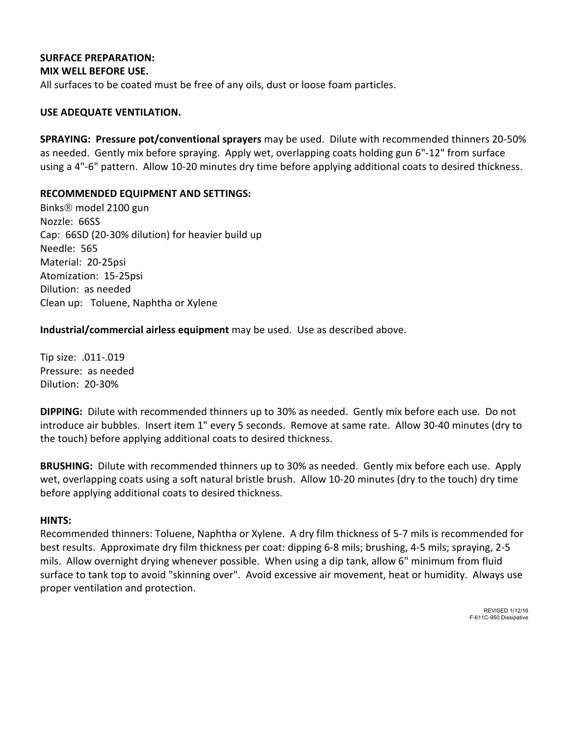**SURFACE PREPARATION:**
**MIX WELL BEFORE USE.**
All surfaces to be coated must be free of any oils, dust or loose foam particles.

**USE ADEQUATE VENTILATION.**

**SPRAYING: Pressure pot/conventional sprayers** may be used. Dilute with recommended thinners 20-50% as needed. Gently mix before spraying. Apply wet, overlapping coats holding gun 6"-12" from surface using a 4"-6" pattern. Allow 10-20 minutes dry time before applying additional coats to desired thickness.

**RECOMMENDED EQUIPMENT AND SETTINGS:**
Binks® model 2100 gun
Nozzle: 66SS
Cap: 66SD (20-30% dilution) for heavier build up
Needle: 565
Material: 20-25psi
Atomization: 15-25psi
Dilution: as needed
Clean up: Toluene, Naphtha or Xylene

**Industrial/commercial airless equipment** may be used. Use as described above.

Tip size: .011-.019
Pressure: as needed
Dilution: 20-30%

**DIPPING:** Dilute with recommended thinners up to 30% as needed. Gently mix before each use. Do not introduce air bubbles. Insert item 1" every 5 seconds. Remove at same rate. Allow 30-40 minutes (dry to the touch) before applying additional coats to desired thickness.

**BRUSHING:** Dilute with recommended thinners up to 30% as needed. Gently mix before each use. Apply wet, overlapping coats using a soft natural bristle brush. Allow 10-20 minutes (dry to the touch) dry time before applying additional coats to desired thickness.

**HINTS:**
Recommended thinners: Toluene, Naphtha or Xylene. A dry film thickness of 5-7 mils is recommended for best results. Approximate dry film thickness per coat: dipping 6-8 mils; brushing, 4-5 mils; spraying, 2-5 mils. Allow overnight drying whenever possible. When using a dip tank, allow 6" minimum from fluid surface to tank top to avoid "skinning over". Avoid excessive air movement, heat or humidity. Always use proper ventilation and protection.

REVISED 1/12/16
F-611C-950 Dissipative